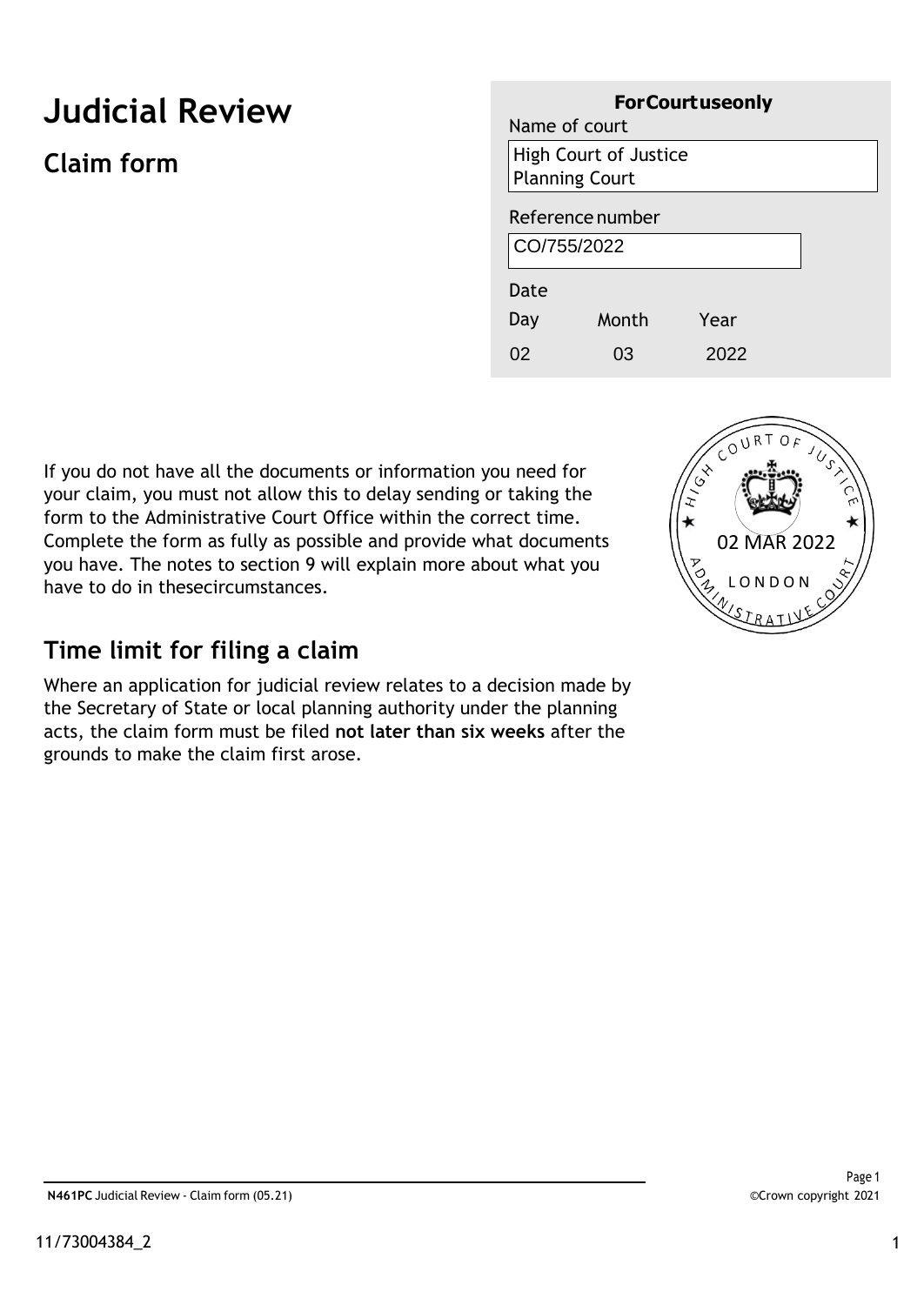# Judicial Review

## Claim form

**For Court use only**

Name of court

High Court of Justice
Planning Court

Reference number

CO/755/2022

Date

| Day | Month | Year |
| --- | --- | --- |
| 02 | 03 | 2022 |

HIGH COURT OF JUSTICE
02 MAR 2022
LONDON
ADMINISTRATIVE COURT

If you do not have all the documents or information you need for your claim, you must not allow this to delay sending or taking the form to the Administrative Court Office within the correct time. Complete the form as fully as possible and provide what documents you have. The notes to section 9 will explain more about what you have to do in thesecircumstances.

## Time limit for filing a claim

Where an application for judicial review relates to a decision made by the Secretary of State or local planning authority under the planning acts, the claim form must be filed **not later than six weeks** after the grounds to make the claim first arose.

**N461PC** Judicial Review - Claim form (05.21)

©Crown copyright 2021

11/73004384_2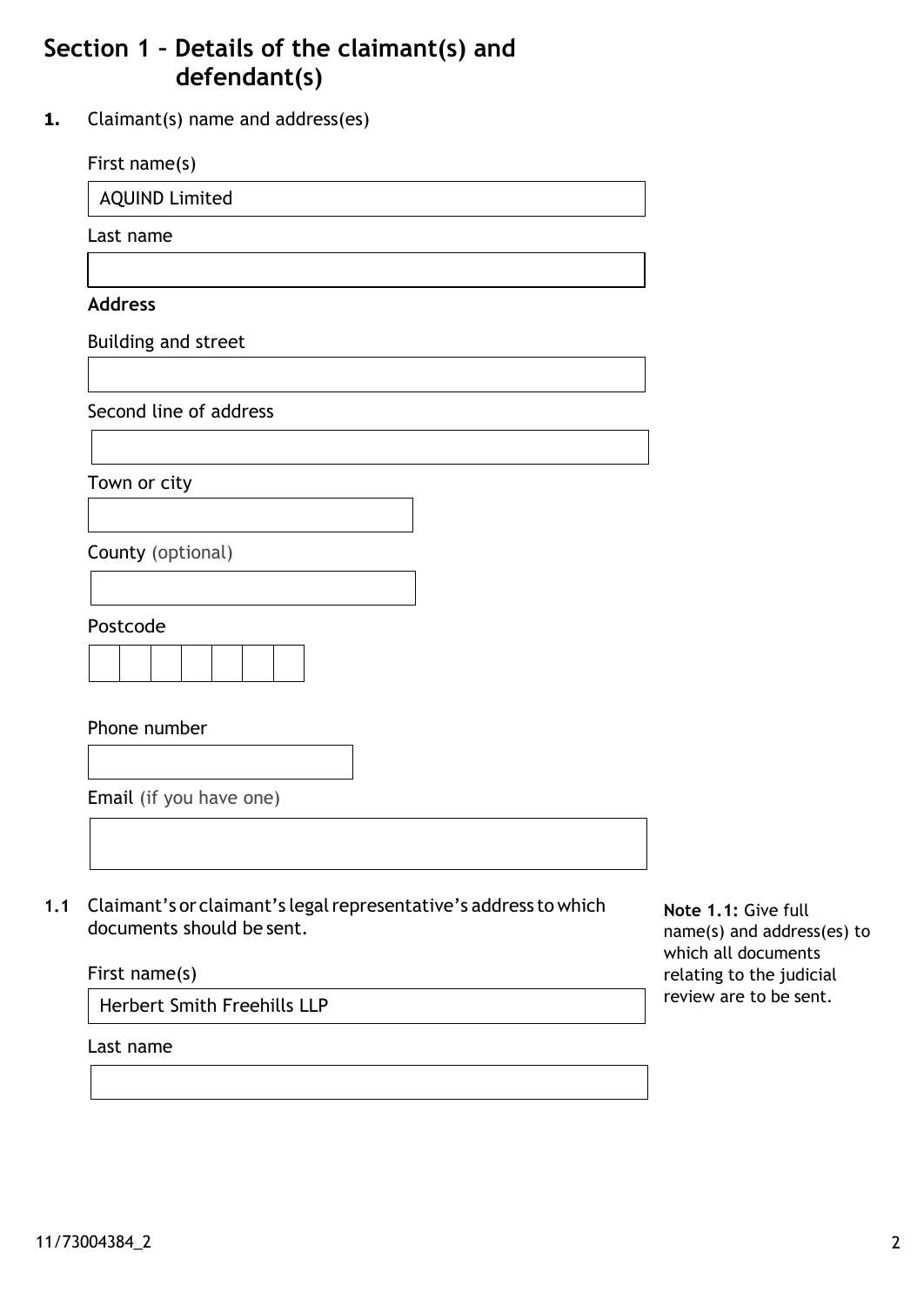## Section 1 – Details of the claimant(s) and defendant(s)

**1.** Claimant(s) name and address(es)

First name(s)

AQUIND Limited

Last name

**Address**

Building and street

Second line of address

Town or city

County (optional)

Postcode

Phone number

Email (if you have one)

**1.1** Claimant's or claimant's legal representative's address to which documents should be sent.

**Note 1.1:** Give full name(s) and address(es) to which all documents relating to the judicial review are to be sent.

First name(s)

Herbert Smith Freehills LLP

Last name

11/73004384_2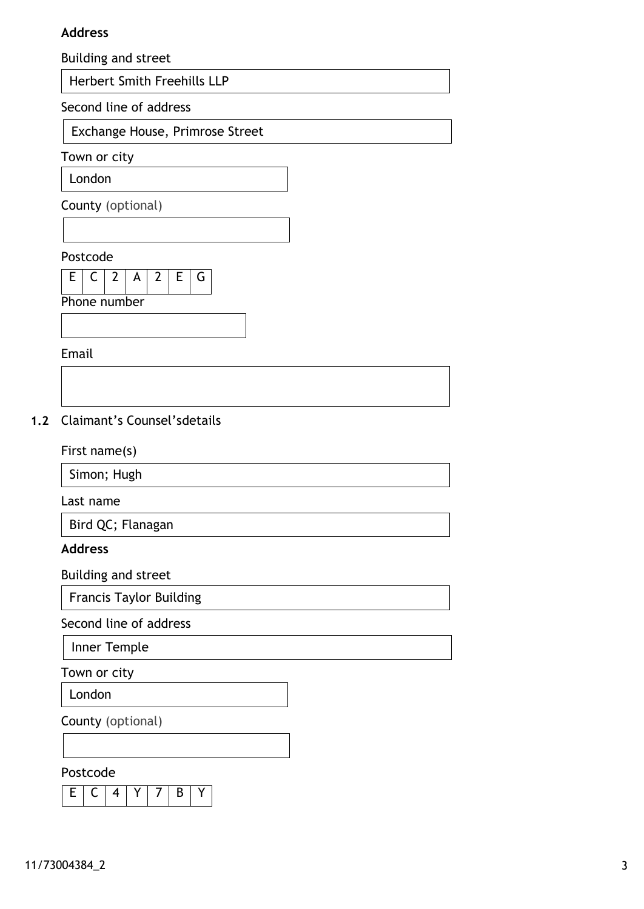**Address**

Building and street

Herbert Smith Freehills LLP

Second line of address

Exchange House, Primrose Street

Town or city

London

County (optional)

Postcode

EC2A 2EG

Phone number

Email

**1.2** Claimant's Counsel'sdetails

First name(s)

Simon; Hugh

Last name

Bird QC; Flanagan

**Address**

Building and street

Francis Taylor Building

Second line of address

Inner Temple

Town or city

London

County (optional)

Postcode

EC4Y 7BY

11/73004384_2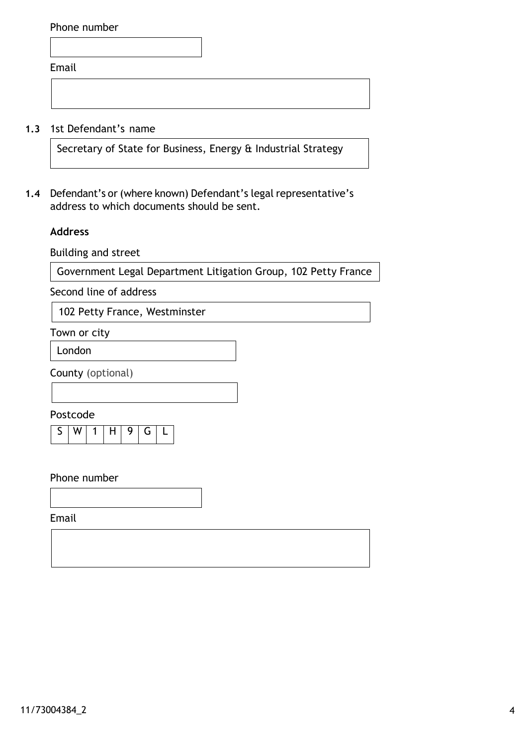Phone number

Email

**1.3** 1st Defendant's name

Secretary of State for Business, Energy & Industrial Strategy

**1.4** Defendant's or (where known) Defendant's legal representative's address to which documents should be sent.

**Address**

Building and street

Government Legal Department Litigation Group, 102 Petty France

Second line of address

102 Petty France, Westminster

Town or city

London

County (optional)

Postcode

| S | W | 1 | H | 9 | G | L |
|---|---|---|---|---|---|---|

Phone number

Email

11/73004384_2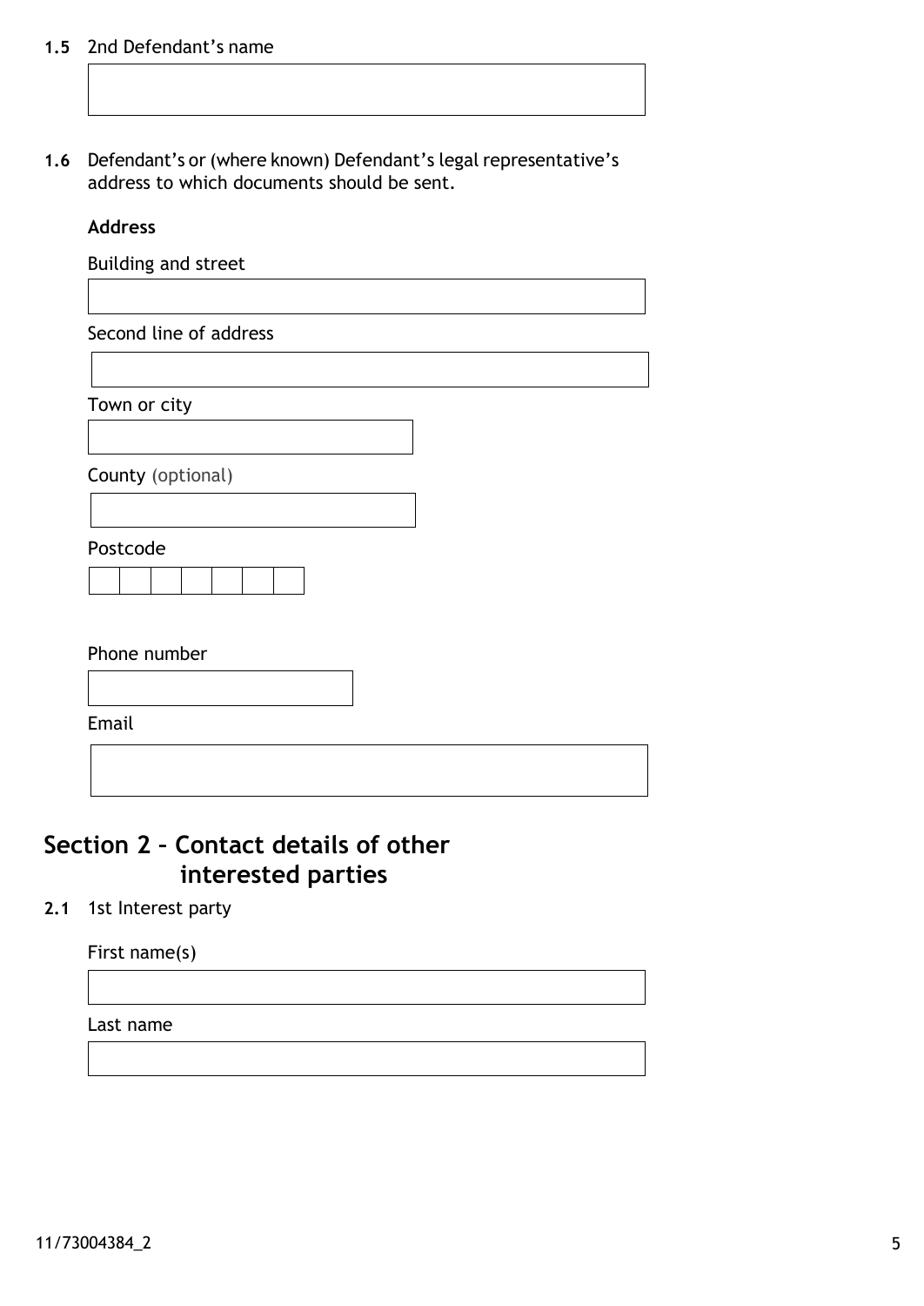**1.5** 2nd Defendant's name

**1.6** Defendant's or (where known) Defendant's legal representative's address to which documents should be sent.

**Address**

Building and street

Second line of address

Town or city

County (optional)

Postcode

Phone number

Email

## Section 2 – Contact details of other interested parties

**2.1** 1st Interest party

First name(s)

Last name

11/73004384_2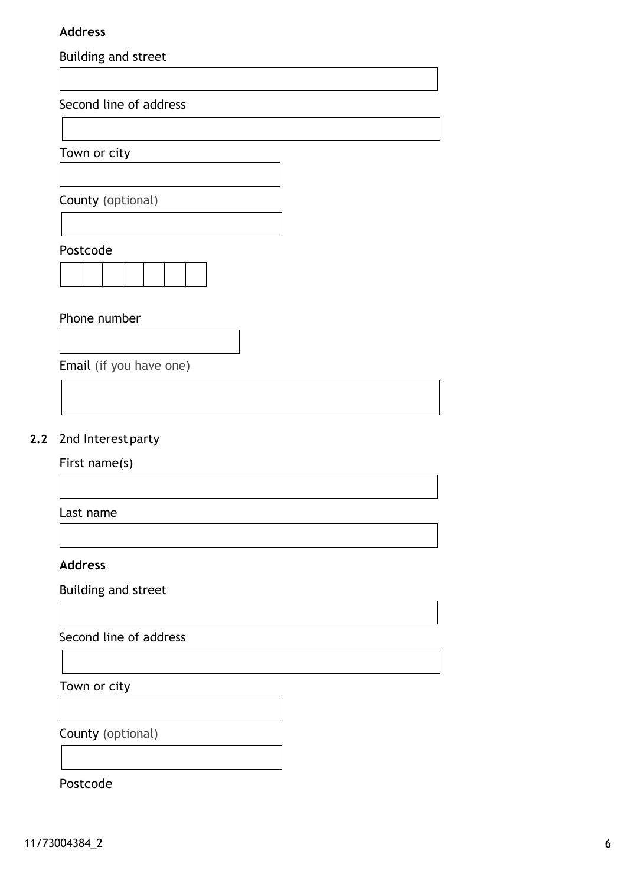**Address**

Building and street

Second line of address

Town or city

County (optional)

Postcode

Phone number

Email (if you have one)

**2.2** 2nd Interest party

First name(s)

Last name

**Address**

Building and street

Second line of address

Town or city

County (optional)

Postcode

11/73004384_2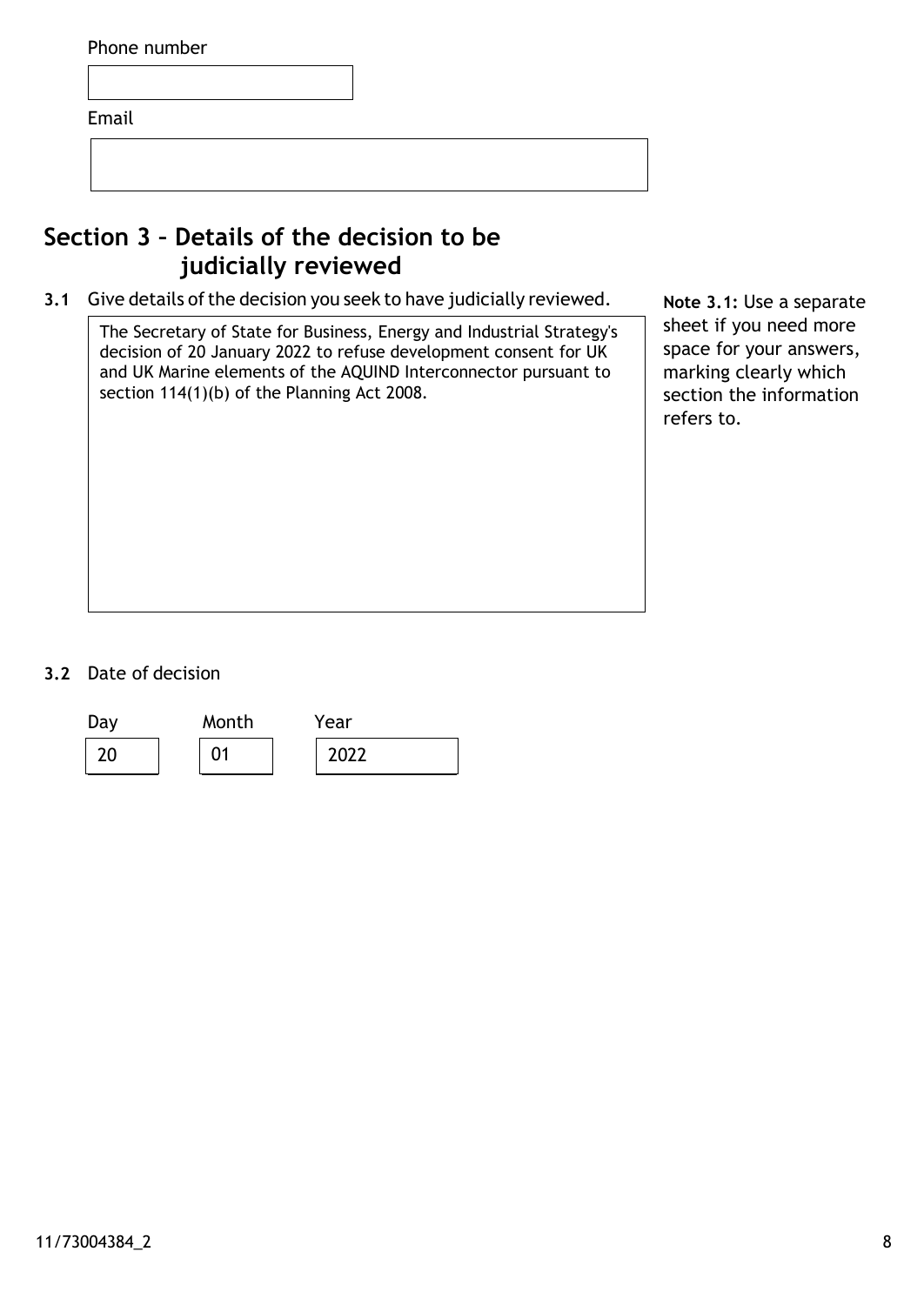Phone number

Email

## Section 3 – Details of the decision to be judicially reviewed

**3.1** Give details of the decision you seek to have judicially reviewed.

The Secretary of State for Business, Energy and Industrial Strategy's decision of 20 January 2022 to refuse development consent for UK and UK Marine elements of the AQUIND Interconnector pursuant to section 114(1)(b) of the Planning Act 2008.

**Note 3.1:** Use a separate sheet if you need more space for your answers, marking clearly which section the information refers to.

**3.2** Date of decision

| Day | Month | Year |
| --- | --- | --- |
| 20 | 01 | 2022 |

11/73004384_2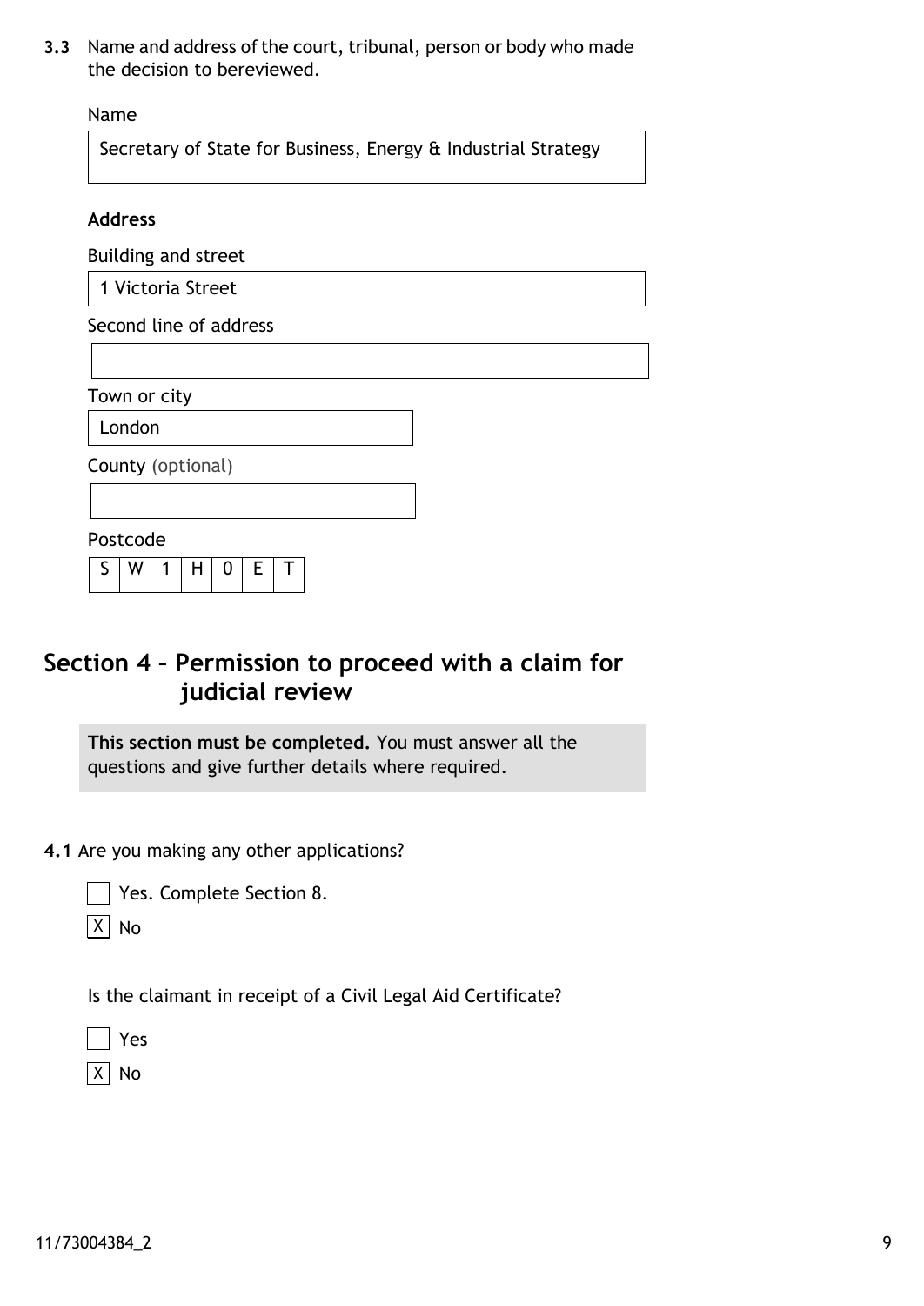**3.3** Name and address of the court, tribunal, person or body who made the decision to bereviewed.

Name

Secretary of State for Business, Energy & Industrial Strategy

**Address**

Building and street

1 Victoria Street

Second line of address

Town or city

London

County (optional)

Postcode

SW1H 0ET

## Section 4 – Permission to proceed with a claim for judicial review

**This section must be completed.** You must answer all the questions and give further details where required.

**4.1** Are you making any other applications?

- [ ] Yes. Complete Section 8.
- [x] No

Is the claimant in receipt of a Civil Legal Aid Certificate?

- [ ] Yes
- [x] No

11/73004384_2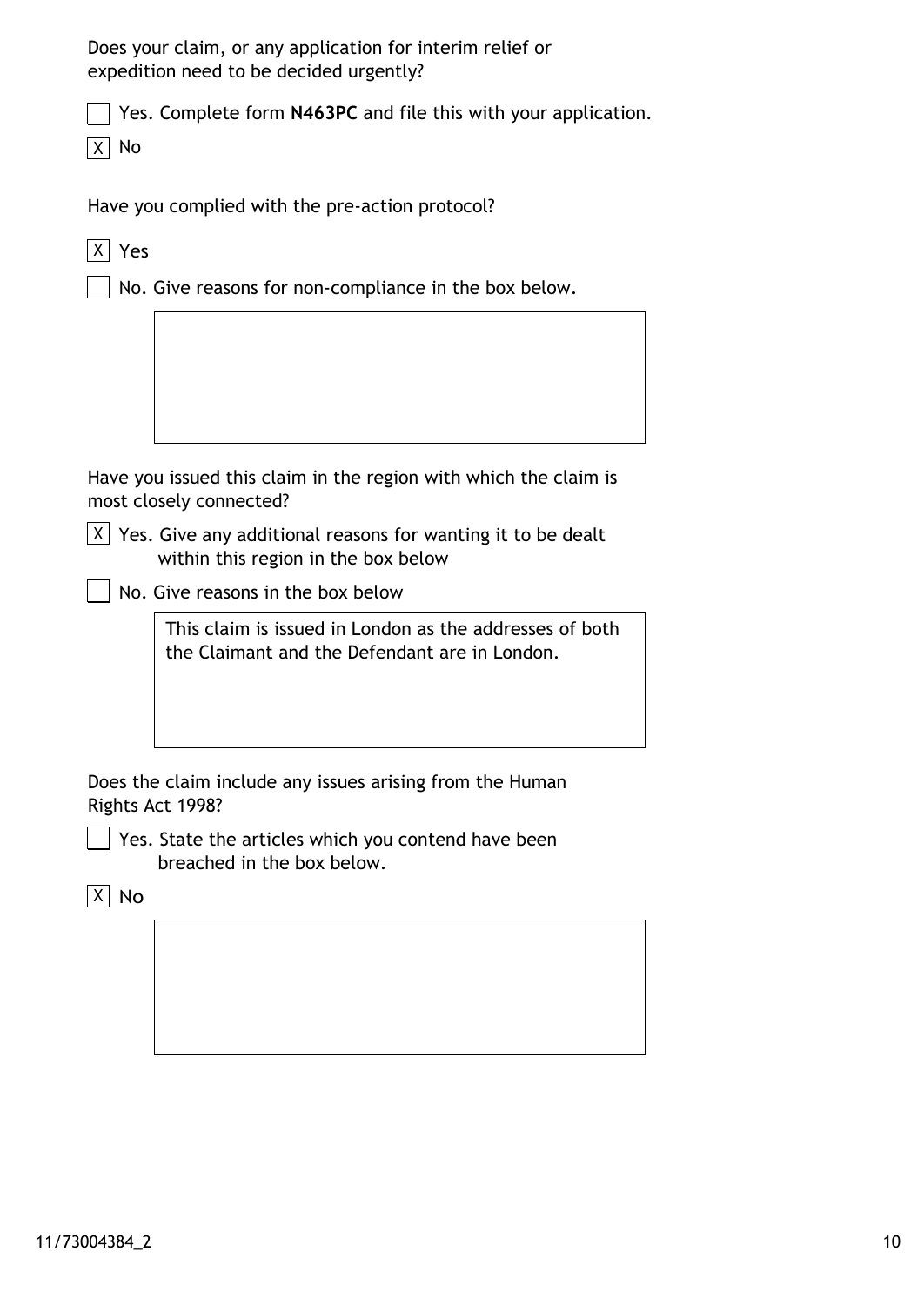Does your claim, or any application for interim relief or expedition need to be decided urgently?

- [ ] Yes. Complete form **N463PC** and file this with your application.
- [x] No

Have you complied with the pre-action protocol?

- [x] Yes
- [ ] No. Give reasons for non-compliance in the box below.

Have you issued this claim in the region with which the claim is most closely connected?

- [x] Yes. Give any additional reasons for wanting it to be dealt within this region in the box below
- [ ] No. Give reasons in the box below

This claim is issued in London as the addresses of both the Claimant and the Defendant are in London.

Does the claim include any issues arising from the Human Rights Act 1998?

- [ ] Yes. State the articles which you contend have been breached in the box below.
- [x] No

11/73004384_2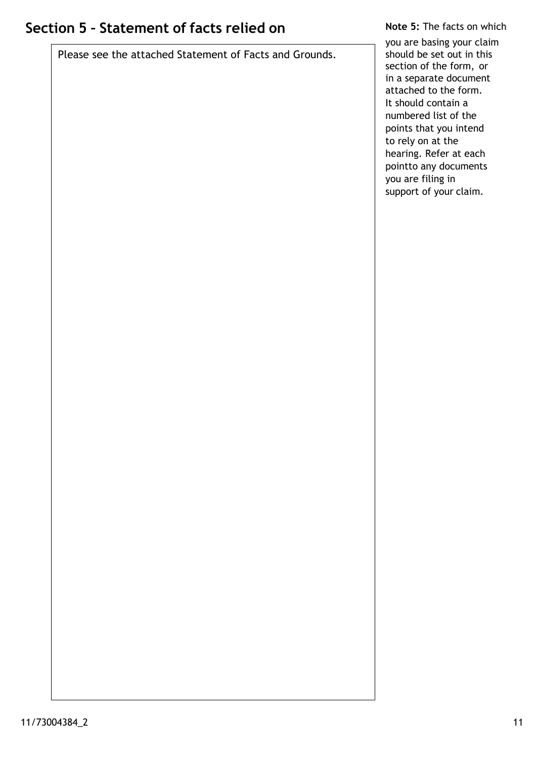## Section 5 – Statement of facts relied on

Please see the attached Statement of Facts and Grounds.

**Note 5:** The facts on which you are basing your claim should be set out in this section of the form, or in a separate document attached to the form. It should contain a numbered list of the points that you intend to rely on at the hearing. Refer at each pointto any documents you are filing in support of your claim.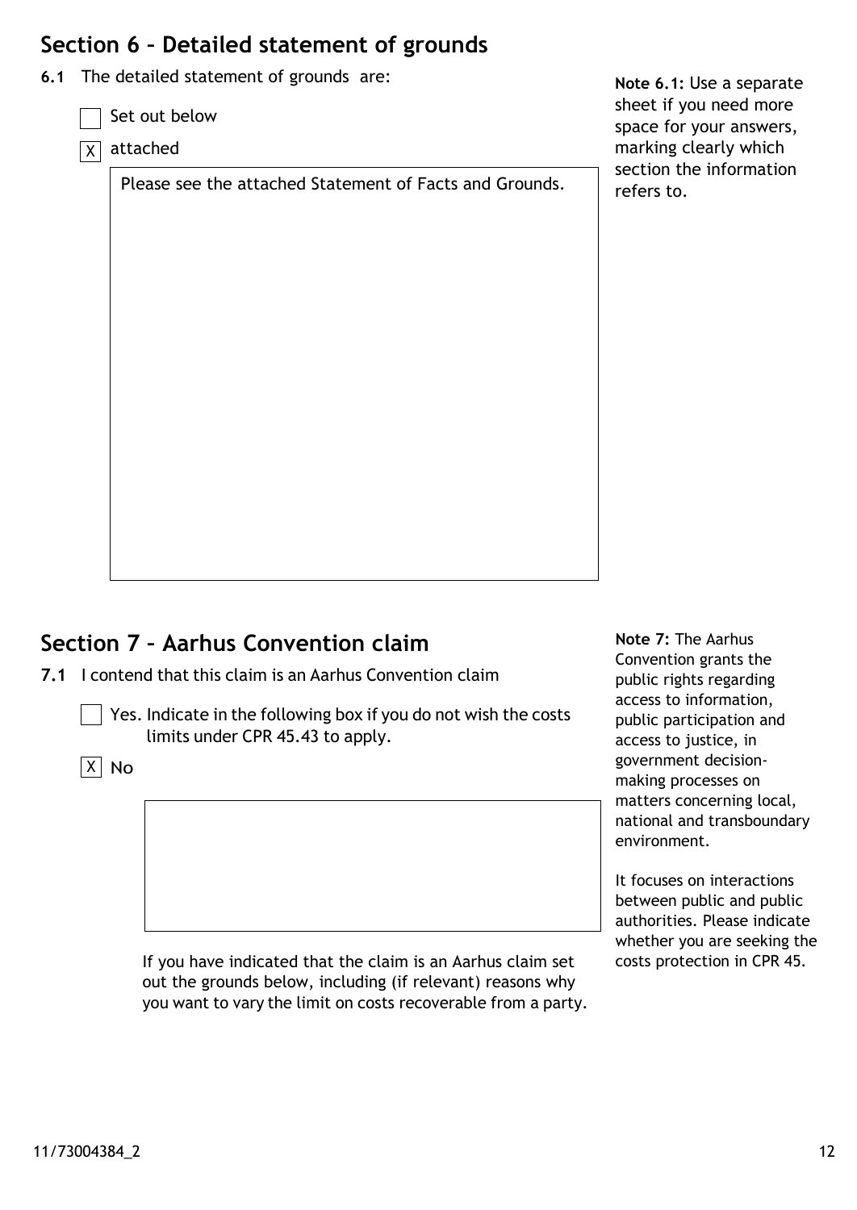## Section 6 – Detailed statement of grounds

**6.1** The detailed statement of grounds are:

- [ ] Set out below
- [x] attached

Please see the attached Statement of Facts and Grounds.

**Note 6.1:** Use a separate sheet if you need more space for your answers, marking clearly which section the information refers to.

## Section 7 – Aarhus Convention claim

**7.1** I contend that this claim is an Aarhus Convention claim

- [ ] Yes. Indicate in the following box if you do not wish the costs limits under CPR 45.43 to apply.
- [x] No

If you have indicated that the claim is an Aarhus claim set out the grounds below, including (if relevant) reasons why you want to vary the limit on costs recoverable from a party.

**Note 7:** The Aarhus Convention grants the public rights regarding access to information, public participation and access to justice, in government decision-making processes on matters concerning local, national and transboundary environment.

It focuses on interactions between public and public authorities. Please indicate whether you are seeking the costs protection in CPR 45.

11/73004384_2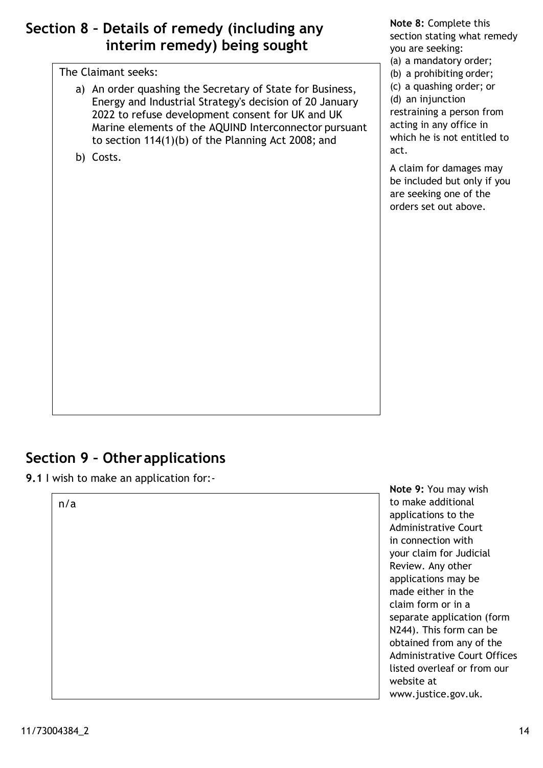## Section 8 – Details of remedy (including any interim remedy) being sought

The Claimant seeks:

a) An order quashing the Secretary of State for Business, Energy and Industrial Strategy's decision of 20 January 2022 to refuse development consent for UK and UK Marine elements of the AQUIND Interconnector pursuant to section 114(1)(b) of the Planning Act 2008; and

b) Costs.

**Note 8:** Complete this section stating what remedy you are seeking:
(a) a mandatory order;
(b) a prohibiting order;
(c) a quashing order; or
(d) an injunction restraining a person from acting in any office in which he is not entitled to act.

A claim for damages may be included but only if you are seeking one of the orders set out above.

## Section 9 – Other applications

**9.1** I wish to make an application for:-

n/a

**Note 9:** You may wish to make additional applications to the Administrative Court in connection with your claim for Judicial Review. Any other applications may be made either in the claim form or in a separate application (form N244). This form can be obtained from any of the Administrative Court Offices listed overleaf or from our website at www.justice.gov.uk.

11/73004384_2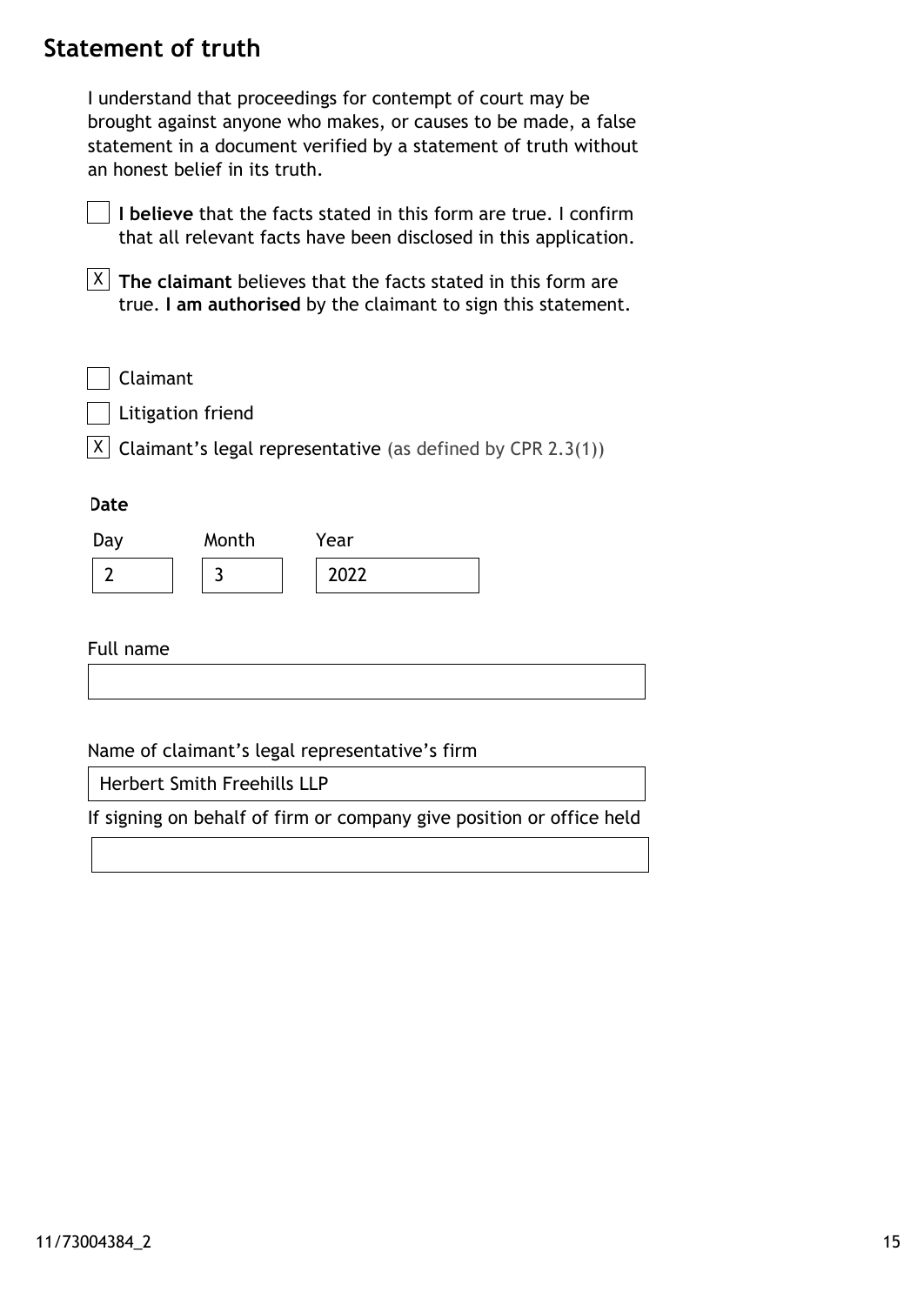## Statement of truth

I understand that proceedings for contempt of court may be brought against anyone who makes, or causes to be made, a false statement in a document verified by a statement of truth without an honest belief in its truth.

☐ **I believe** that the facts stated in this form are true. I confirm that all relevant facts have been disclosed in this application.

☒ **The claimant** believes that the facts stated in this form are true. **I am authorised** by the claimant to sign this statement.

☐ Claimant

☐ Litigation friend

☒ Claimant's legal representative (as defined by CPR 2.3(1))

**Date**

| Day | Month | Year |
| --- | --- | --- |
| 2 | 3 | 2022 |

Full name

Name of claimant's legal representative's firm

Herbert Smith Freehills LLP

If signing on behalf of firm or company give position or office held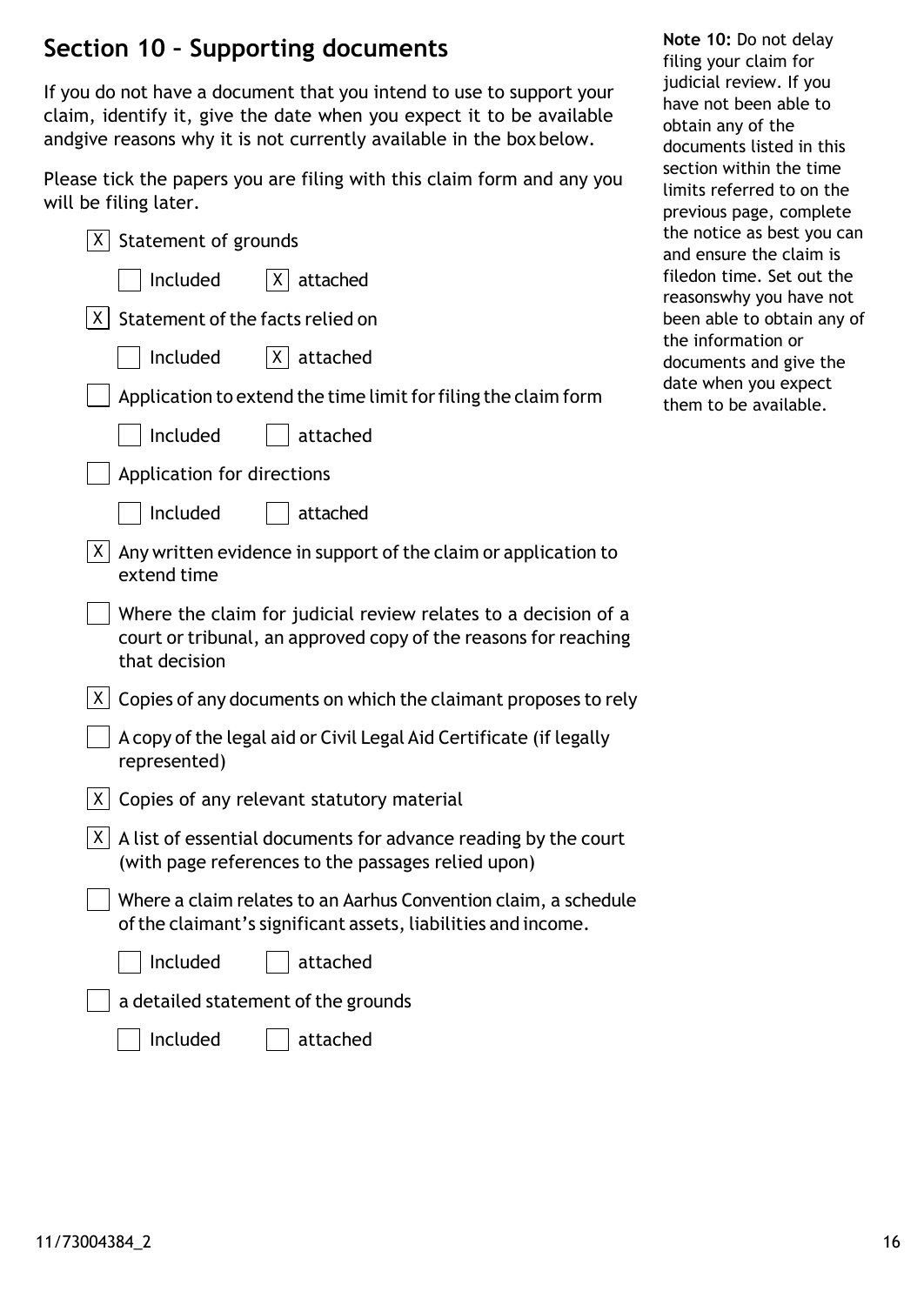## Section 10 – Supporting documents

If you do not have a document that you intend to use to support your claim, identify it, give the date when you expect it to be available andgive reasons why it is not currently available in the box below.

Please tick the papers you are filing with this claim form and any you will be filing later.

- [x] Statement of grounds
  - [ ] Included
  - [x] attached
- [x] Statement of the facts relied on
  - [ ] Included
  - [x] attached
- [ ] Application to extend the time limit for filing the claim form
  - [ ] Included
  - [ ] attached
- [ ] Application for directions
  - [ ] Included
  - [ ] attached
- [x] Any written evidence in support of the claim or application to extend time
- [ ] Where the claim for judicial review relates to a decision of a court or tribunal, an approved copy of the reasons for reaching that decision
- [x] Copies of any documents on which the claimant proposes to rely
- [ ] A copy of the legal aid or Civil Legal Aid Certificate (if legally represented)
- [x] Copies of any relevant statutory material
- [x] A list of essential documents for advance reading by the court (with page references to the passages relied upon)
- [ ] Where a claim relates to an Aarhus Convention claim, a schedule of the claimant's significant assets, liabilities and income.
  - [ ] Included
  - [ ] attached
- [ ] a detailed statement of the grounds
  - [ ] Included
  - [ ] attached

**Note 10:** Do not delay filing your claim for judicial review. If you have not been able to obtain any of the documents listed in this section within the time limits referred to on the previous page, complete the notice as best you can and ensure the claim is filedon time. Set out the reasonswhy you have not been able to obtain any of the information or documents and give the date when you expect them to be available.

11/73004384_2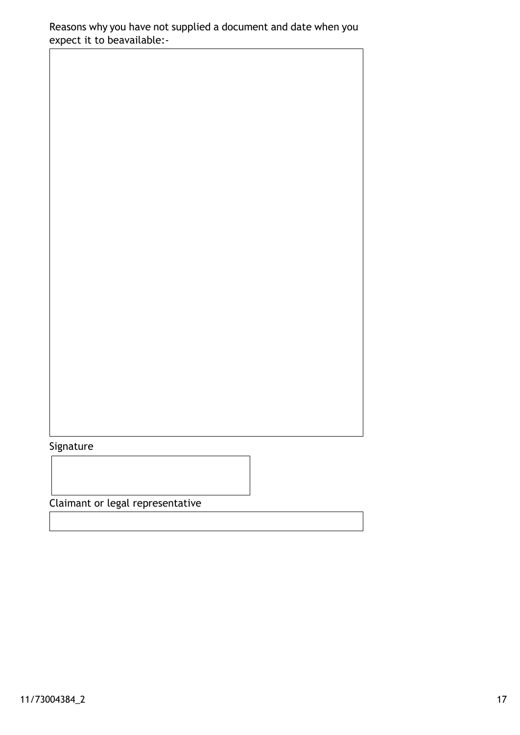Reasons why you have not supplied a document and date when you expect it to beavailable:-

Signature

Claimant or legal representative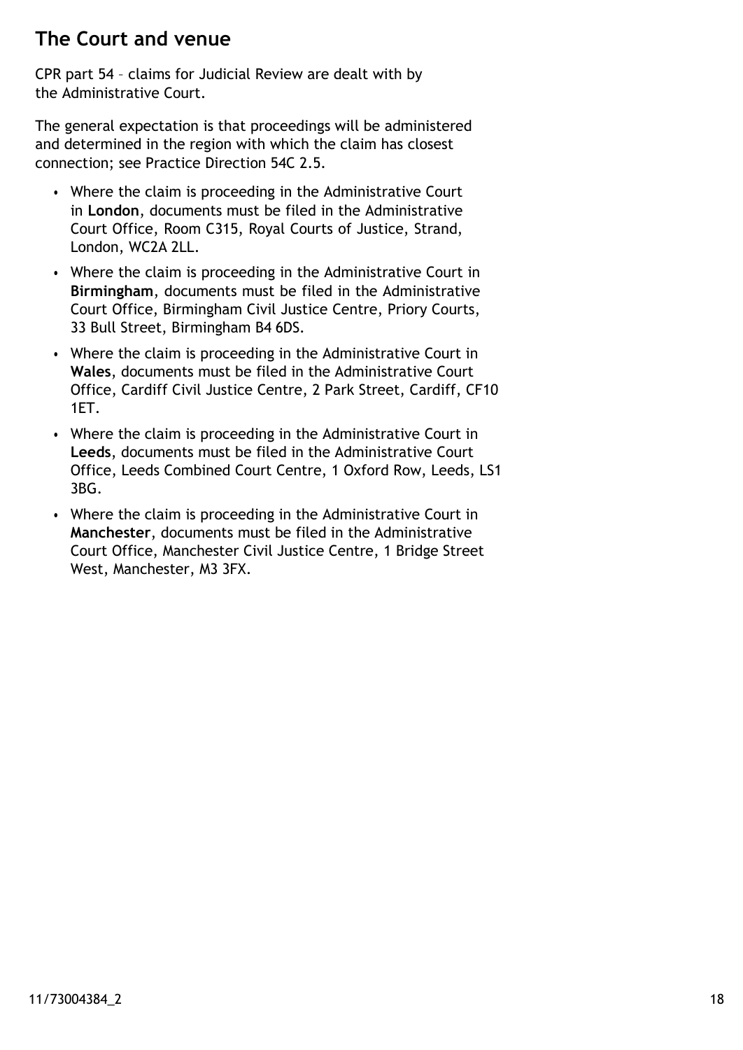## The Court and venue

CPR part 54 – claims for Judicial Review are dealt with by the Administrative Court.

The general expectation is that proceedings will be administered and determined in the region with which the claim has closest connection; see Practice Direction 54C 2.5.

- Where the claim is proceeding in the Administrative Court in **London**, documents must be filed in the Administrative Court Office, Room C315, Royal Courts of Justice, Strand, London, WC2A 2LL.
- Where the claim is proceeding in the Administrative Court in **Birmingham**, documents must be filed in the Administrative Court Office, Birmingham Civil Justice Centre, Priory Courts, 33 Bull Street, Birmingham B4 6DS.
- Where the claim is proceeding in the Administrative Court in **Wales**, documents must be filed in the Administrative Court Office, Cardiff Civil Justice Centre, 2 Park Street, Cardiff, CF10 1ET.
- Where the claim is proceeding in the Administrative Court in **Leeds**, documents must be filed in the Administrative Court Office, Leeds Combined Court Centre, 1 Oxford Row, Leeds, LS1 3BG.
- Where the claim is proceeding in the Administrative Court in **Manchester**, documents must be filed in the Administrative Court Office, Manchester Civil Justice Centre, 1 Bridge Street West, Manchester, M3 3FX.